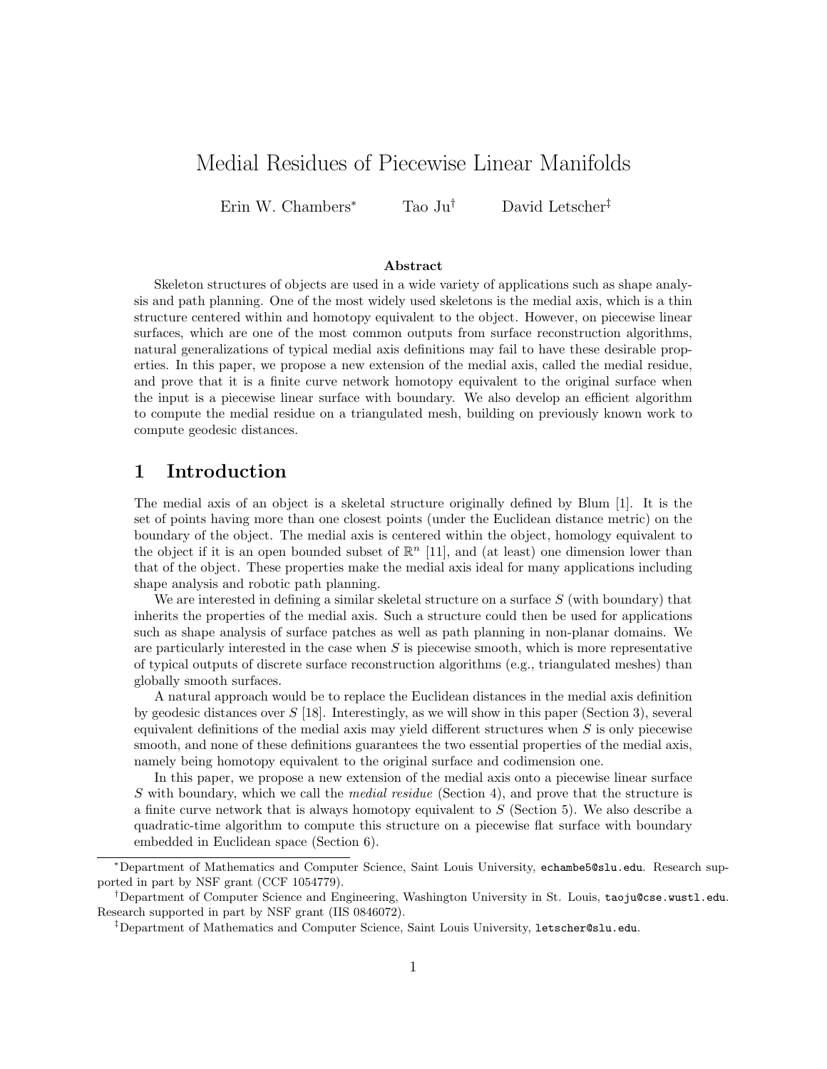# Medial Residues of Piecewise Linear Manifolds

Erin W. Chambers[*] Tao Ju[†] David Letscher[‡]

### Abstract

Skeleton structures of objects are used in a wide variety of applications such as shape analysis and path planning. One of the most widely used skeletons is the medial axis, which is a thin structure centered within and homotopy equivalent to the object. However, on piecewise linear surfaces, which are one of the most common outputs from surface reconstruction algorithms, natural generalizations of typical medial axis definitions may fail to have these desirable properties. In this paper, we propose a new extension of the medial axis, called the medial residue, and prove that it is a finite curve network homotopy equivalent to the original surface when the input is a piecewise linear surface with boundary. We also develop an efficient algorithm to compute the medial residue on a triangulated mesh, building on previously known work to compute geodesic distances.

## 1 Introduction

The medial axis of an object is a skeletal structure originally defined by Blum [1]. It is the set of points having more than one closest points (under the Euclidean distance metric) on the boundary of the object. The medial axis is centered within the object, homology equivalent to the object if it is an open bounded subset of $\mathbb{R}^n$ [11], and (at least) one dimension lower than that of the object. These properties make the medial axis ideal for many applications including shape analysis and robotic path planning.

We are interested in defining a similar skeletal structure on a surface $S$ (with boundary) that inherits the properties of the medial axis. Such a structure could then be used for applications such as shape analysis of surface patches as well as path planning in non-planar domains. We are particularly interested in the case when $S$ is piecewise smooth, which is more representative of typical outputs of discrete surface reconstruction algorithms (e.g., triangulated meshes) than globally smooth surfaces.

A natural approach would be to replace the Euclidean distances in the medial axis definition by geodesic distances over $S$ [18]. Interestingly, as we will show in this paper (Section 3), several equivalent definitions of the medial axis may yield different structures when $S$ is only piecewise smooth, and none of these definitions guarantees the two essential properties of the medial axis, namely being homotopy equivalent to the original surface and codimension one.

In this paper, we propose a new extension of the medial axis onto a piecewise linear surface $S$ with boundary, which we call the *medial residue* (Section 4), and prove that the structure is a finite curve network that is always homotopy equivalent to $S$ (Section 5). We also describe a quadratic-time algorithm to compute this structure on a piecewise flat surface with boundary embedded in Euclidean space (Section 6).

---

[*]Department of Mathematics and Computer Science, Saint Louis University, echambe5@slu.edu. Research supported in part by NSF grant (CCF 1054779).

[†]Department of Computer Science and Engineering, Washington University in St. Louis, taoju@cse.wustl.edu. Research supported in part by NSF grant (IIS 0846072).

[‡]Department of Mathematics and Computer Science, Saint Louis University, letscher@slu.edu.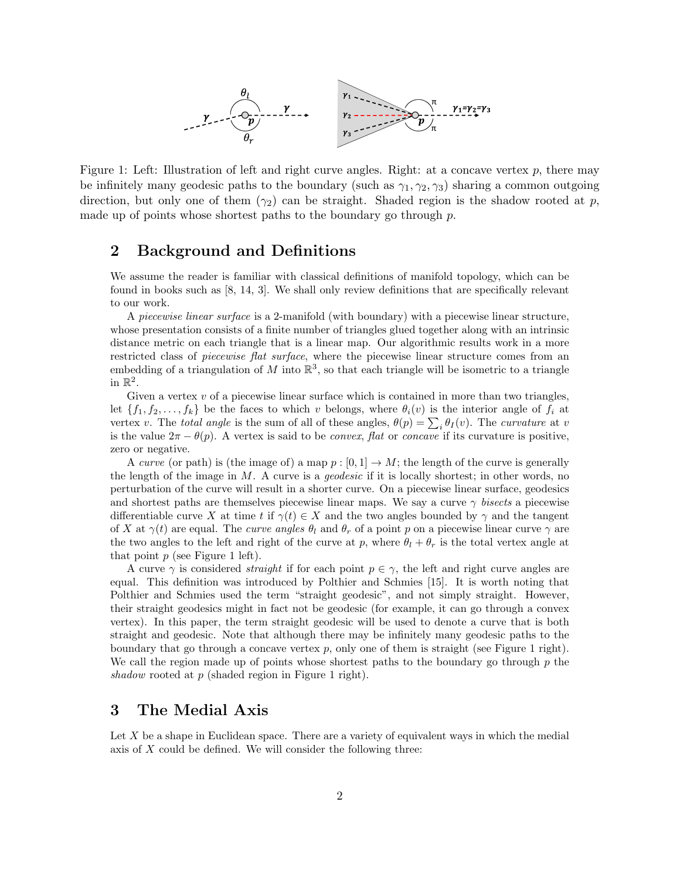Figure 1: Left: Illustration of left and right curve angles. Right: at a concave vertex $p$, there may be infinitely many geodesic paths to the boundary (such as $\gamma_1, \gamma_2, \gamma_3$) sharing a common outgoing direction, but only one of them ($\gamma_2$) can be straight. Shaded region is the shadow rooted at $p$, made up of points whose shortest paths to the boundary go through $p$.

## 2 Background and Definitions

We assume the reader is familiar with classical definitions of manifold topology, which can be found in books such as [8, 14, 3]. We shall only review definitions that are specifically relevant to our work.

A *piecewise linear surface* is a 2-manifold (with boundary) with a piecewise linear structure, whose presentation consists of a finite number of triangles glued together along with an intrinsic distance metric on each triangle that is a linear map. Our algorithmic results work in a more restricted class of *piecewise flat surface*, where the piecewise linear structure comes from an embedding of a triangulation of $M$ into $\mathbb{R}^3$, so that each triangle will be isometric to a triangle in $\mathbb{R}^2$.

Given a vertex $v$ of a piecewise linear surface which is contained in more than two triangles, let $\{f_1, f_2, \ldots, f_k\}$ be the faces to which $v$ belongs, where $\theta_i(v)$ is the interior angle of $f_i$ at vertex $v$. The *total angle* is the sum of all of these angles, $\theta(p) = \sum_i \theta_I(v)$. The *curvature* at $v$ is the value $2\pi - \theta(p)$. A vertex is said to be *convex*, *flat* or *concave* if its curvature is positive, zero or negative.

A *curve* (or path) is (the image of) a map $p : [0, 1] \to M$; the length of the curve is generally the length of the image in $M$. A curve is a *geodesic* if it is locally shortest; in other words, no perturbation of the curve will result in a shorter curve. On a piecewise linear surface, geodesics and shortest paths are themselves piecewise linear maps. We say a curve $\gamma$ *bisects* a piecewise differentiable curve $X$ at time $t$ if $\gamma(t) \in X$ and the two angles bounded by $\gamma$ and the tangent of $X$ at $\gamma(t)$ are equal. The *curve angles* $\theta_l$ and $\theta_r$ of a point $p$ on a piecewise linear curve $\gamma$ are the two angles to the left and right of the curve at $p$, where $\theta_l + \theta_r$ is the total vertex angle at that point $p$ (see Figure 1 left).

A curve $\gamma$ is considered *straight* if for each point $p \in \gamma$, the left and right curve angles are equal. This definition was introduced by Polthier and Schmies [15]. It is worth noting that Polthier and Schmies used the term "straight geodesic", and not simply straight. However, their straight geodesics might in fact not be geodesic (for example, it can go through a convex vertex). In this paper, the term straight geodesic will be used to denote a curve that is both straight and geodesic. Note that although there may be infinitely many geodesic paths to the boundary that go through a concave vertex $p$, only one of them is straight (see Figure 1 right). We call the region made up of points whose shortest paths to the boundary go through $p$ the *shadow* rooted at $p$ (shaded region in Figure 1 right).

## 3 The Medial Axis

Let $X$ be a shape in Euclidean space. There are a variety of equivalent ways in which the medial axis of $X$ could be defined. We will consider the following three: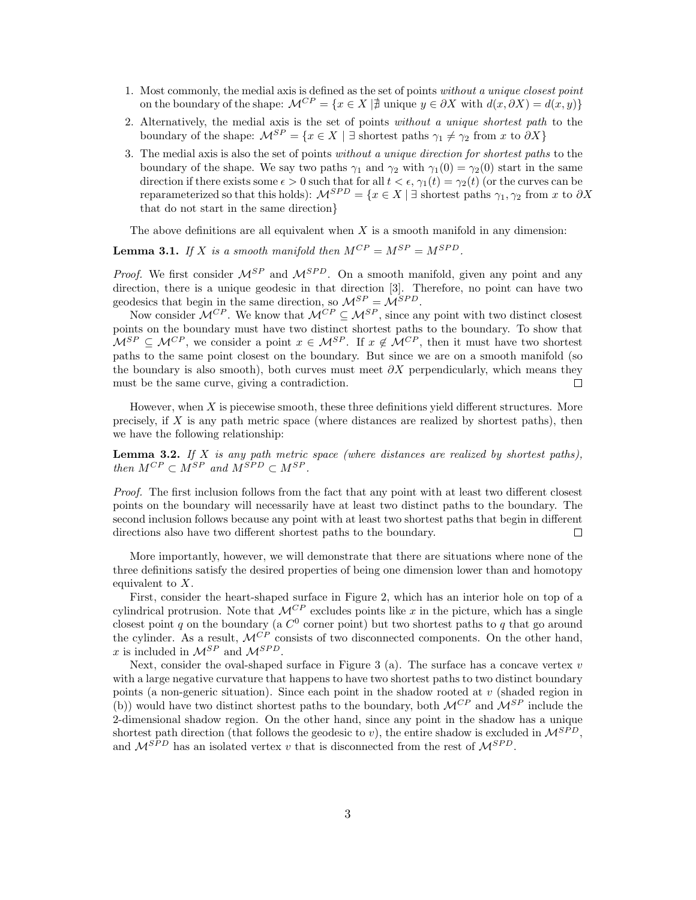1. Most commonly, the medial axis is defined as the set of points *without a unique closest point* on the boundary of the shape: $\mathcal{M}^{CP} = \{x \in X \mid \nexists \text{ unique } y \in \partial X \text{ with } d(x, \partial X) = d(x, y)\}$
2. Alternatively, the medial axis is the set of points *without a unique shortest path* to the boundary of the shape: $\mathcal{M}^{SP} = \{x \in X \mid \exists \text{ shortest paths } \gamma_1 \neq \gamma_2 \text{ from } x \text{ to } \partial X\}$
3. The medial axis is also the set of points *without a unique direction for shortest paths* to the boundary of the shape. We say two paths $\gamma_1$ and $\gamma_2$ with $\gamma_1(0) = \gamma_2(0)$ start in the same direction if there exists some $\epsilon > 0$ such that for all $t < \epsilon$, $\gamma_1(t) = \gamma_2(t)$ (or the curves can be reparameterized so that this holds): $\mathcal{M}^{SPD} = \{x \in X \mid \exists \text{ shortest paths } \gamma_1, \gamma_2 \text{ from } x \text{ to } \partial X$ that do not start in the same direction$\}$

The above definitions are all equivalent when $X$ is a smooth manifold in any dimension:

**Lemma 3.1.** *If $X$ is a smooth manifold then $M^{CP} = M^{SP} = M^{SPD}$.*

*Proof.* We first consider $\mathcal{M}^{SP}$ and $\mathcal{M}^{SPD}$. On a smooth manifold, given any point and any direction, there is a unique geodesic in that direction [3]. Therefore, no point can have two geodesics that begin in the same direction, so $\mathcal{M}^{SP} = \mathcal{M}^{SPD}$.

Now consider $\mathcal{M}^{CP}$. We know that $\mathcal{M}^{CP} \subseteq \mathcal{M}^{SP}$, since any point with two distinct closest points on the boundary must have two distinct shortest paths to the boundary. To show that $\mathcal{M}^{SP} \subseteq \mathcal{M}^{CP}$, we consider a point $x \in \mathcal{M}^{SP}$. If $x \notin \mathcal{M}^{CP}$, then it must have two shortest paths to the same point closest on the boundary. But since we are on a smooth manifold (so the boundary is also smooth), both curves must meet $\partial X$ perpendicularly, which means they must be the same curve, giving a contradiction. □

However, when $X$ is piecewise smooth, these three definitions yield different structures. More precisely, if $X$ is any path metric space (where distances are realized by shortest paths), then we have the following relationship:

**Lemma 3.2.** *If $X$ is any path metric space (where distances are realized by shortest paths), then $M^{CP} \subset M^{SP}$ and $M^{SPD} \subset M^{SP}$.*

*Proof.* The first inclusion follows from the fact that any point with at least two different closest points on the boundary will necessarily have at least two distinct paths to the boundary. The second inclusion follows because any point with at least two shortest paths that begin in different directions also have two different shortest paths to the boundary. □

More importantly, however, we will demonstrate that there are situations where none of the three definitions satisfy the desired properties of being one dimension lower than and homotopy equivalent to $X$.

First, consider the heart-shaped surface in Figure 2, which has an interior hole on top of a cylindrical protrusion. Note that $\mathcal{M}^{CP}$ excludes points like $x$ in the picture, which has a single closest point $q$ on the boundary (a $C^0$ corner point) but two shortest paths to $q$ that go around the cylinder. As a result, $\mathcal{M}^{CP}$ consists of two disconnected components. On the other hand, $x$ is included in $\mathcal{M}^{SP}$ and $\mathcal{M}^{SPD}$.

Next, consider the oval-shaped surface in Figure 3 (a). The surface has a concave vertex $v$ with a large negative curvature that happens to have two shortest paths to two distinct boundary points (a non-generic situation). Since each point in the shadow rooted at $v$ (shaded region in (b)) would have two distinct shortest paths to the boundary, both $\mathcal{M}^{CP}$ and $\mathcal{M}^{SP}$ include the 2-dimensional shadow region. On the other hand, since any point in the shadow has a unique shortest path direction (that follows the geodesic to $v$), the entire shadow is excluded in $\mathcal{M}^{SPD}$, and $\mathcal{M}^{SPD}$ has an isolated vertex $v$ that is disconnected from the rest of $\mathcal{M}^{SPD}$.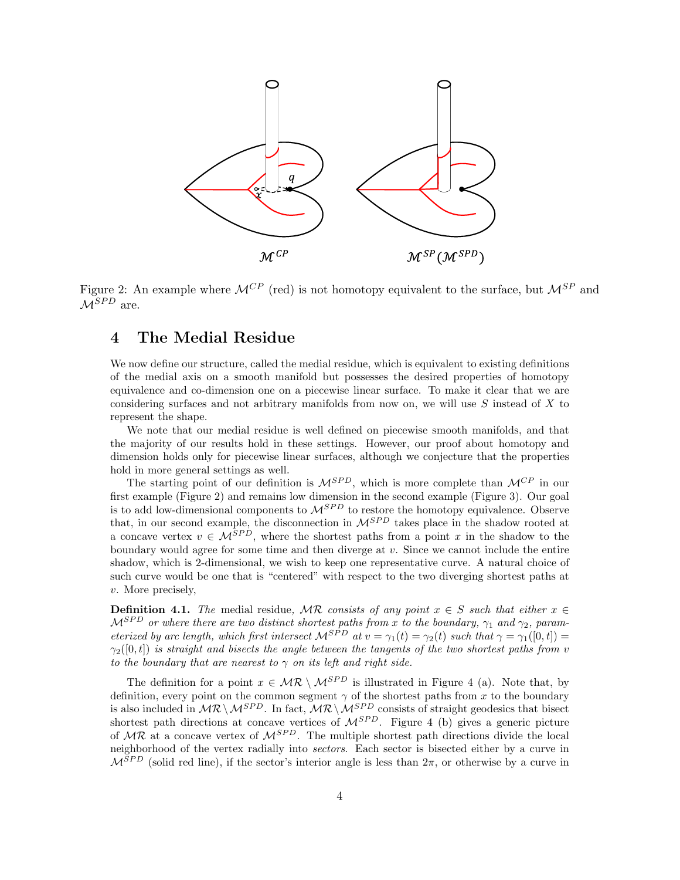Figure 2: An example where $\mathcal{M}^{CP}$ (red) is not homotopy equivalent to the surface, but $\mathcal{M}^{SP}$ and $\mathcal{M}^{SPD}$ are.

## 4 The Medial Residue

We now define our structure, called the medial residue, which is equivalent to existing definitions of the medial axis on a smooth manifold but possesses the desired properties of homotopy equivalence and co-dimension one on a piecewise linear surface. To make it clear that we are considering surfaces and not arbitrary manifolds from now on, we will use $S$ instead of $X$ to represent the shape.

We note that our medial residue is well defined on piecewise smooth manifolds, and that the majority of our results hold in these settings. However, our proof about homotopy and dimension holds only for piecewise linear surfaces, although we conjecture that the properties hold in more general settings as well.

The starting point of our definition is $\mathcal{M}^{SPD}$, which is more complete than $\mathcal{M}^{CP}$ in our first example (Figure 2) and remains low dimension in the second example (Figure 3). Our goal is to add low-dimensional components to $\mathcal{M}^{SPD}$ to restore the homotopy equivalence. Observe that, in our second example, the disconnection in $\mathcal{M}^{SPD}$ takes place in the shadow rooted at a concave vertex $v \in \mathcal{M}^{SPD}$, where the shortest paths from a point $x$ in the shadow to the boundary would agree for some time and then diverge at $v$. Since we cannot include the entire shadow, which is 2-dimensional, we wish to keep one representative curve. A natural choice of such curve would be one that is "centered" with respect to the two diverging shortest paths at $v$. More precisely,

**Definition 4.1.** *The* medial residue, $\mathcal{MR}$ *consists of any point* $x \in S$ *such that either* $x \in \mathcal{M}^{SPD}$ *or where there are two distinct shortest paths from* $x$ *to the boundary,* $\gamma_1$ *and* $\gamma_2$*, parameterized by arc length, which first intersect* $\mathcal{M}^{SPD}$ *at* $v = \gamma_1(t) = \gamma_2(t)$ *such that* $\gamma = \gamma_1([0,t]) = \gamma_2([0,t])$ *is straight and bisects the angle between the tangents of the two shortest paths from* $v$ *to the boundary that are nearest to* $\gamma$ *on its left and right side.*

The definition for a point $x \in \mathcal{MR} \setminus \mathcal{M}^{SPD}$ is illustrated in Figure 4 (a). Note that, by definition, every point on the common segment $\gamma$ of the shortest paths from $x$ to the boundary is also included in $\mathcal{MR} \setminus \mathcal{M}^{SPD}$. In fact, $\mathcal{MR} \setminus \mathcal{M}^{SPD}$ consists of straight geodesics that bisect shortest path directions at concave vertices of $\mathcal{M}^{SPD}$. Figure 4 (b) gives a generic picture of $\mathcal{MR}$ at a concave vertex of $\mathcal{M}^{SPD}$. The multiple shortest path directions divide the local neighborhood of the vertex radially into *sectors*. Each sector is bisected either by a curve in $\mathcal{M}^{SPD}$ (solid red line), if the sector's interior angle is less than $2\pi$, or otherwise by a curve in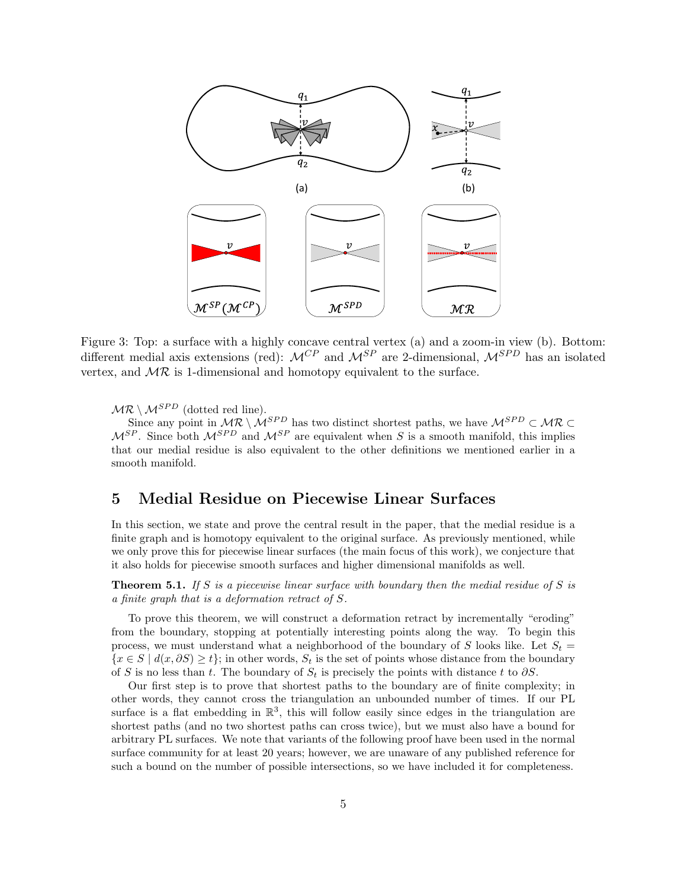Figure 3: Top: a surface with a highly concave central vertex (a) and a zoom-in view (b). Bottom: different medial axis extensions (red): $\mathcal{M}^{CP}$ and $\mathcal{M}^{SP}$ are 2-dimensional, $\mathcal{M}^{SPD}$ has an isolated vertex, and $\mathcal{MR}$ is 1-dimensional and homotopy equivalent to the surface.

$\mathcal{MR} \setminus \mathcal{M}^{SPD}$ (dotted red line).

Since any point in $\mathcal{MR} \setminus \mathcal{M}^{SPD}$ has two distinct shortest paths, we have $\mathcal{M}^{SPD} \subset \mathcal{MR} \subset \mathcal{M}^{SP}$. Since both $\mathcal{M}^{SPD}$ and $\mathcal{M}^{SP}$ are equivalent when $S$ is a smooth manifold, this implies that our medial residue is also equivalent to the other definitions we mentioned earlier in a smooth manifold.

# 5 Medial Residue on Piecewise Linear Surfaces

In this section, we state and prove the central result in the paper, that the medial residue is a finite graph and is homotopy equivalent to the original surface. As previously mentioned, while we only prove this for piecewise linear surfaces (the main focus of this work), we conjecture that it also holds for piecewise smooth surfaces and higher dimensional manifolds as well.

**Theorem 5.1.** *If $S$ is a piecewise linear surface with boundary then the medial residue of $S$ is a finite graph that is a deformation retract of $S$.*

To prove this theorem, we will construct a deformation retract by incrementally "eroding" from the boundary, stopping at potentially interesting points along the way. To begin this process, we must understand what a neighborhood of the boundary of $S$ looks like. Let $S_t = \{x \in S \mid d(x, \partial S) \geq t\}$; in other words, $S_t$ is the set of points whose distance from the boundary of $S$ is no less than $t$. The boundary of $S_t$ is precisely the points with distance $t$ to $\partial S$.

Our first step is to prove that shortest paths to the boundary are of finite complexity; in other words, they cannot cross the triangulation an unbounded number of times. If our PL surface is a flat embedding in $\mathbb{R}^3$, this will follow easily since edges in the triangulation are shortest paths (and no two shortest paths can cross twice), but we must also have a bound for arbitrary PL surfaces. We note that variants of the following proof have been used in the normal surface community for at least 20 years; however, we are unaware of any published reference for such a bound on the number of possible intersections, so we have included it for completeness.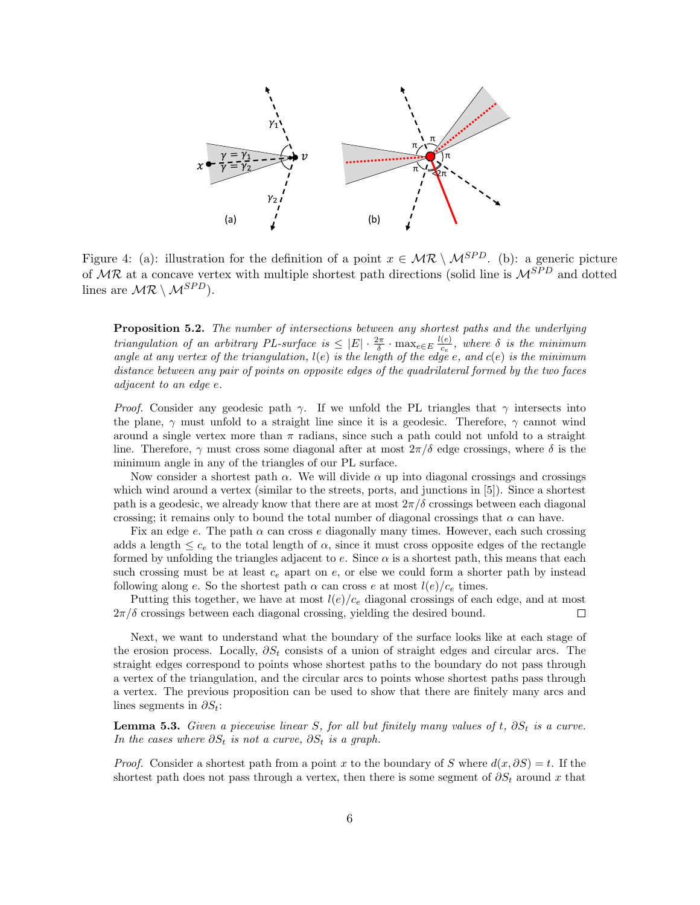Figure 4: (a): illustration for the definition of a point $x \in \mathcal{MR} \setminus \mathcal{M}^{SPD}$. (b): a generic picture of $\mathcal{MR}$ at a concave vertex with multiple shortest path directions (solid line is $\mathcal{M}^{SPD}$ and dotted lines are $\mathcal{MR} \setminus \mathcal{M}^{SPD}$).

**Proposition 5.2.** *The number of intersections between any shortest paths and the underlying triangulation of an arbitrary PL-surface is* $\leq |E| \cdot \frac{2\pi}{\delta} \cdot \max_{e \in E} \frac{l(e)}{c_e}$*, where* $\delta$ *is the minimum angle at any vertex of the triangulation,* $l(e)$ *is the length of the edge* $e$*, and* $c(e)$ *is the minimum distance between any pair of points on opposite edges of the quadrilateral formed by the two faces adjacent to an edge* $e$*.*

*Proof.* Consider any geodesic path $\gamma$. If we unfold the PL triangles that $\gamma$ intersects into the plane, $\gamma$ must unfold to a straight line since it is a geodesic. Therefore, $\gamma$ cannot wind around a single vertex more than $\pi$ radians, since such a path could not unfold to a straight line. Therefore, $\gamma$ must cross some diagonal after at most $2\pi/\delta$ edge crossings, where $\delta$ is the minimum angle in any of the triangles of our PL surface.

Now consider a shortest path $\alpha$. We will divide $\alpha$ up into diagonal crossings and crossings which wind around a vertex (similar to the streets, ports, and junctions in [5]). Since a shortest path is a geodesic, we already know that there are at most $2\pi/\delta$ crossings between each diagonal crossing; it remains only to bound the total number of diagonal crossings that $\alpha$ can have.

Fix an edge $e$. The path $\alpha$ can cross $e$ diagonally many times. However, each such crossing adds a length $\leq c_e$ to the total length of $\alpha$, since it must cross opposite edges of the rectangle formed by unfolding the triangles adjacent to $e$. Since $\alpha$ is a shortest path, this means that each such crossing must be at least $c_e$ apart on $e$, or else we could form a shorter path by instead following along $e$. So the shortest path $\alpha$ can cross $e$ at most $l(e)/c_e$ times.

Putting this together, we have at most $l(e)/c_e$ diagonal crossings of each edge, and at most $2\pi/\delta$ crossings between each diagonal crossing, yielding the desired bound. $\square$

Next, we want to understand what the boundary of the surface looks like at each stage of the erosion process. Locally, $\partial S_t$ consists of a union of straight edges and circular arcs. The straight edges correspond to points whose shortest paths to the boundary do not pass through a vertex of the triangulation, and the circular arcs to points whose shortest paths pass through a vertex. The previous proposition can be used to show that there are finitely many arcs and lines segments in $\partial S_t$:

**Lemma 5.3.** *Given a piecewise linear* $S$*, for all but finitely many values of* $t$*,* $\partial S_t$ *is a curve. In the cases where* $\partial S_t$ *is not a curve,* $\partial S_t$ *is a graph.*

*Proof.* Consider a shortest path from a point $x$ to the boundary of $S$ where $d(x, \partial S) = t$. If the shortest path does not pass through a vertex, then there is some segment of $\partial S_t$ around $x$ that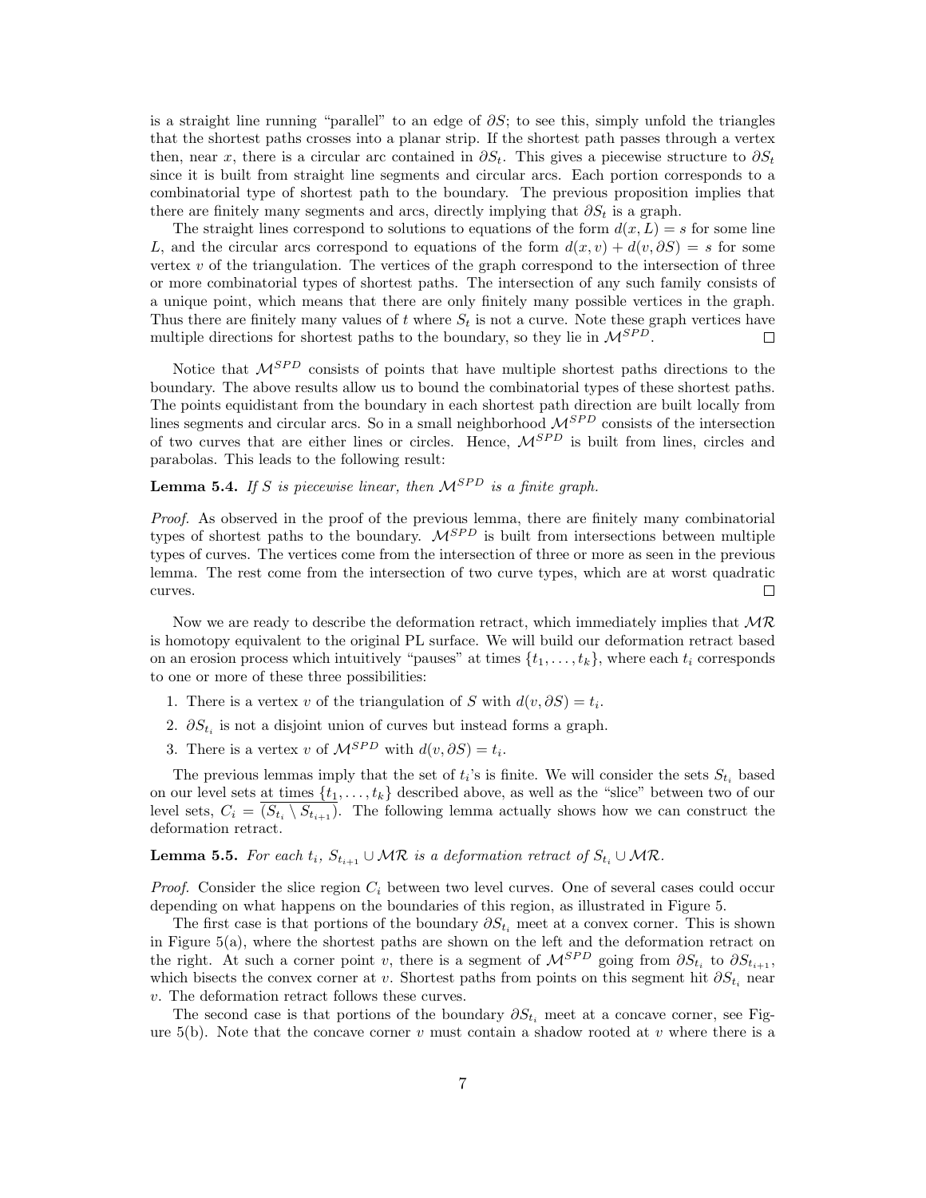is a straight line running "parallel" to an edge of $\partial S$; to see this, simply unfold the triangles that the shortest paths crosses into a planar strip. If the shortest path passes through a vertex then, near $x$, there is a circular arc contained in $\partial S_t$. This gives a piecewise structure to $\partial S_t$ since it is built from straight line segments and circular arcs. Each portion corresponds to a combinatorial type of shortest path to the boundary. The previous proposition implies that there are finitely many segments and arcs, directly implying that $\partial S_t$ is a graph.

The straight lines correspond to solutions to equations of the form $d(x, L) = s$ for some line $L$, and the circular arcs correspond to equations of the form $d(x, v) + d(v, \partial S) = s$ for some vertex $v$ of the triangulation. The vertices of the graph correspond to the intersection of three or more combinatorial types of shortest paths. The intersection of any such family consists of a unique point, which means that there are only finitely many possible vertices in the graph. Thus there are finitely many values of $t$ where $S_t$ is not a curve. Note these graph vertices have multiple directions for shortest paths to the boundary, so they lie in $\mathcal{M}^{SPD}$. ◻

Notice that $\mathcal{M}^{SPD}$ consists of points that have multiple shortest paths directions to the boundary. The above results allow us to bound the combinatorial types of these shortest paths. The points equidistant from the boundary in each shortest path direction are built locally from lines segments and circular arcs. So in a small neighborhood $\mathcal{M}^{SPD}$ consists of the intersection of two curves that are either lines or circles. Hence, $\mathcal{M}^{SPD}$ is built from lines, circles and parabolas. This leads to the following result:

**Lemma 5.4.** *If $S$ is piecewise linear, then $\mathcal{M}^{SPD}$ is a finite graph.*

*Proof.* As observed in the proof of the previous lemma, there are finitely many combinatorial types of shortest paths to the boundary. $\mathcal{M}^{SPD}$ is built from intersections between multiple types of curves. The vertices come from the intersection of three or more as seen in the previous lemma. The rest come from the intersection of two curve types, which are at worst quadratic curves. ◻

Now we are ready to describe the deformation retract, which immediately implies that $\mathcal{MR}$ is homotopy equivalent to the original PL surface. We will build our deformation retract based on an erosion process which intuitively "pauses" at times $\{t_1, \ldots, t_k\}$, where each $t_i$ corresponds to one or more of these three possibilities:

1. There is a vertex $v$ of the triangulation of $S$ with $d(v, \partial S) = t_i$.
2. $\partial S_{t_i}$ is not a disjoint union of curves but instead forms a graph.
3. There is a vertex $v$ of $\mathcal{M}^{SPD}$ with $d(v, \partial S) = t_i$.

The previous lemmas imply that the set of $t_i$'s is finite. We will consider the sets $S_{t_i}$ based on our level sets at times $\{t_1, \ldots, t_k\}$ described above, as well as the "slice" between two of our level sets, $C_i = \overline{(S_{t_i} \setminus S_{t_{i+1}})}$. The following lemma actually shows how we can construct the deformation retract.

**Lemma 5.5.** *For each $t_i$, $S_{t_{i+1}} \cup \mathcal{MR}$ is a deformation retract of $S_{t_i} \cup \mathcal{MR}$.*

*Proof.* Consider the slice region $C_i$ between two level curves. One of several cases could occur depending on what happens on the boundaries of this region, as illustrated in Figure 5.

The first case is that portions of the boundary $\partial S_{t_i}$ meet at a convex corner. This is shown in Figure 5(a), where the shortest paths are shown on the left and the deformation retract on the right. At such a corner point $v$, there is a segment of $\mathcal{M}^{SPD}$ going from $\partial S_{t_i}$ to $\partial S_{t_{i+1}}$, which bisects the convex corner at $v$. Shortest paths from points on this segment hit $\partial S_{t_i}$ near $v$. The deformation retract follows these curves.

The second case is that portions of the boundary $\partial S_{t_i}$ meet at a concave corner, see Figure 5(b). Note that the concave corner $v$ must contain a shadow rooted at $v$ where there is a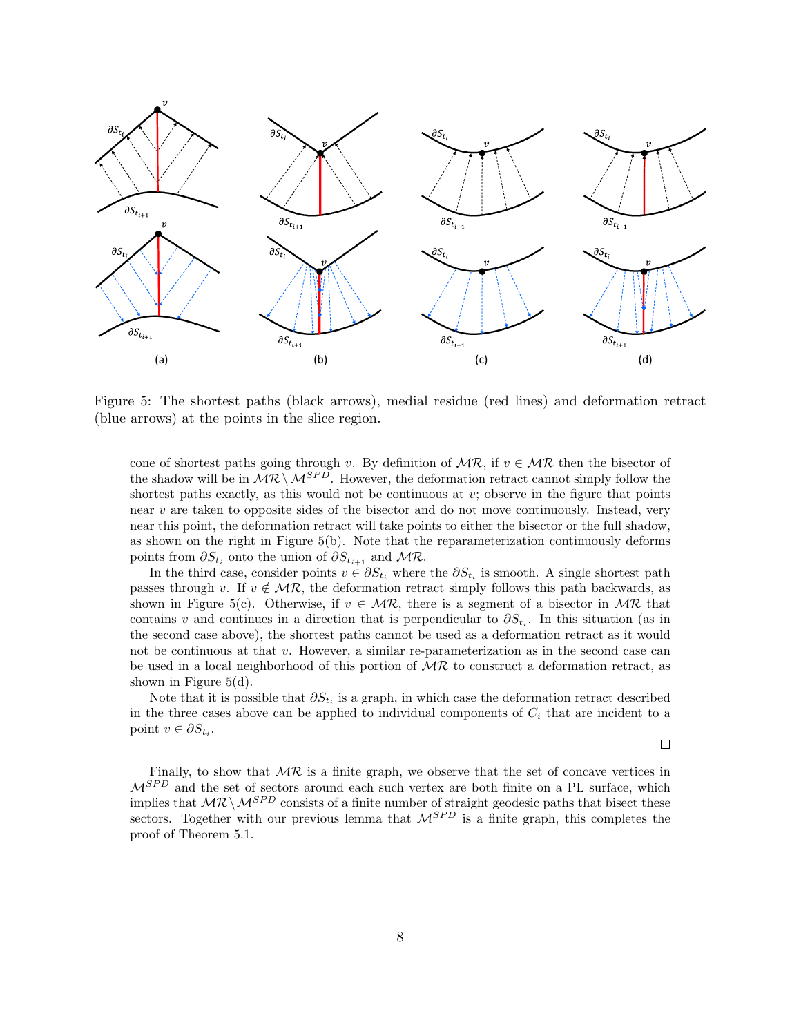Figure 5: The shortest paths (black arrows), medial residue (red lines) and deformation retract (blue arrows) at the points in the slice region.

cone of shortest paths going through $v$. By definition of $\mathcal{MR}$, if $v \in \mathcal{MR}$ then the bisector of the shadow will be in $\mathcal{MR} \setminus \mathcal{M}^{SPD}$. However, the deformation retract cannot simply follow the shortest paths exactly, as this would not be continuous at $v$; observe in the figure that points near $v$ are taken to opposite sides of the bisector and do not move continuously. Instead, very near this point, the deformation retract will take points to either the bisector or the full shadow, as shown on the right in Figure 5(b). Note that the reparameterization continuously deforms points from $\partial S_{t_i}$ onto the union of $\partial S_{t_{i+1}}$ and $\mathcal{MR}$.

In the third case, consider points $v \in \partial S_{t_i}$ where the $\partial S_{t_i}$ is smooth. A single shortest path passes through $v$. If $v \notin \mathcal{MR}$, the deformation retract simply follows this path backwards, as shown in Figure 5(c). Otherwise, if $v \in \mathcal{MR}$, there is a segment of a bisector in $\mathcal{MR}$ that contains $v$ and continues in a direction that is perpendicular to $\partial S_{t_i}$. In this situation (as in the second case above), the shortest paths cannot be used as a deformation retract as it would not be continuous at that $v$. However, a similar re-parameterization as in the second case can be used in a local neighborhood of this portion of $\mathcal{MR}$ to construct a deformation retract, as shown in Figure 5(d).

Note that it is possible that $\partial S_{t_i}$ is a graph, in which case the deformation retract described in the three cases above can be applied to individual components of $C_i$ that are incident to a point $v \in \partial S_{t_i}$.

□

Finally, to show that $\mathcal{MR}$ is a finite graph, we observe that the set of concave vertices in $\mathcal{M}^{SPD}$ and the set of sectors around each such vertex are both finite on a PL surface, which implies that $\mathcal{MR} \setminus \mathcal{M}^{SPD}$ consists of a finite number of straight geodesic paths that bisect these sectors. Together with our previous lemma that $\mathcal{M}^{SPD}$ is a finite graph, this completes the proof of Theorem 5.1.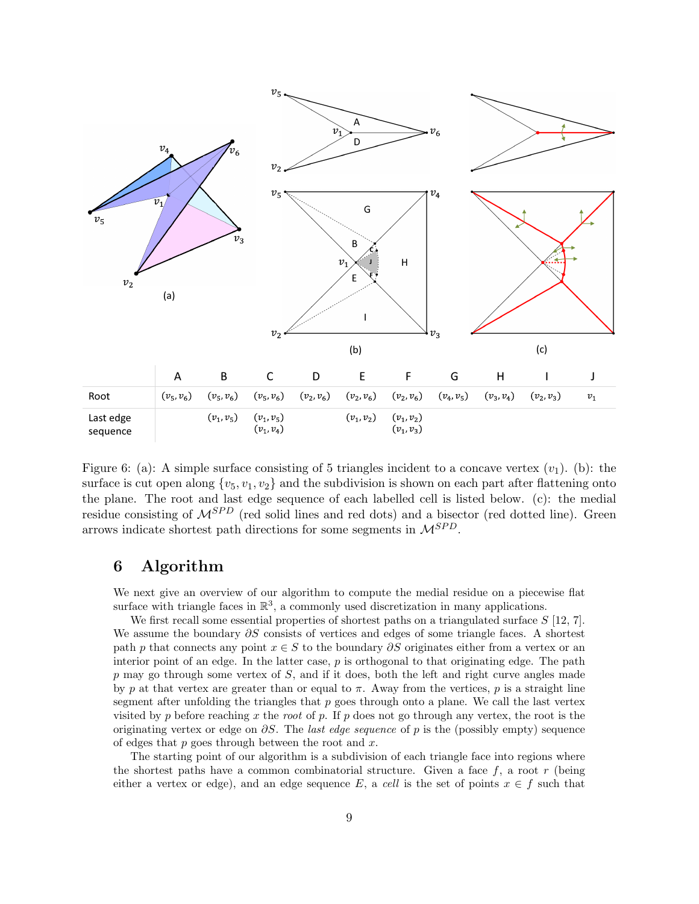|  | A | B | C | D | E | F | G | H | I | J |
|---|---|---|---|---|---|---|---|---|---|---|
| Root | $(v_5, v_6)$ | $(v_5, v_6)$ | $(v_5, v_6)$ | $(v_2, v_6)$ | $(v_2, v_6)$ | $(v_2, v_6)$ | $(v_4, v_5)$ | $(v_3, v_4)$ | $(v_2, v_3)$ | $v_1$ |
| Last edge sequence |  | $(v_1, v_5)$ | $(v_1, v_5)$ $(v_1, v_4)$ |  | $(v_1, v_2)$ | $(v_1, v_2)$ $(v_1, v_3)$ |  |  |  |  |

Figure 6: (a): A simple surface consisting of 5 triangles incident to a concave vertex ($v_1$). (b): the surface is cut open along $\{v_5, v_1, v_2\}$ and the subdivision is shown on each part after flattening onto the plane. The root and last edge sequence of each labelled cell is listed below. (c): the medial residue consisting of $\mathcal{M}^{SPD}$ (red solid lines and red dots) and a bisector (red dotted line). Green arrows indicate shortest path directions for some segments in $\mathcal{M}^{SPD}$.

# 6 Algorithm

We next give an overview of our algorithm to compute the medial residue on a piecewise flat surface with triangle faces in $\mathbb{R}^3$, a commonly used discretization in many applications.

We first recall some essential properties of shortest paths on a triangulated surface $S$ [12, 7]. We assume the boundary $\partial S$ consists of vertices and edges of some triangle faces. A shortest path $p$ that connects any point $x \in S$ to the boundary $\partial S$ originates either from a vertex or an interior point of an edge. In the latter case, $p$ is orthogonal to that originating edge. The path $p$ may go through some vertex of $S$, and if it does, both the left and right curve angles made by $p$ at that vertex are greater than or equal to $\pi$. Away from the vertices, $p$ is a straight line segment after unfolding the triangles that $p$ goes through onto a plane. We call the last vertex visited by $p$ before reaching $x$ the *root* of $p$. If $p$ does not go through any vertex, the root is the originating vertex or edge on $\partial S$. The *last edge sequence* of $p$ is the (possibly empty) sequence of edges that $p$ goes through between the root and $x$.

The starting point of our algorithm is a subdivision of each triangle face into regions where the shortest paths have a common combinatorial structure. Given a face $f$, a root $r$ (being either a vertex or edge), and an edge sequence $E$, a *cell* is the set of points $x \in f$ such that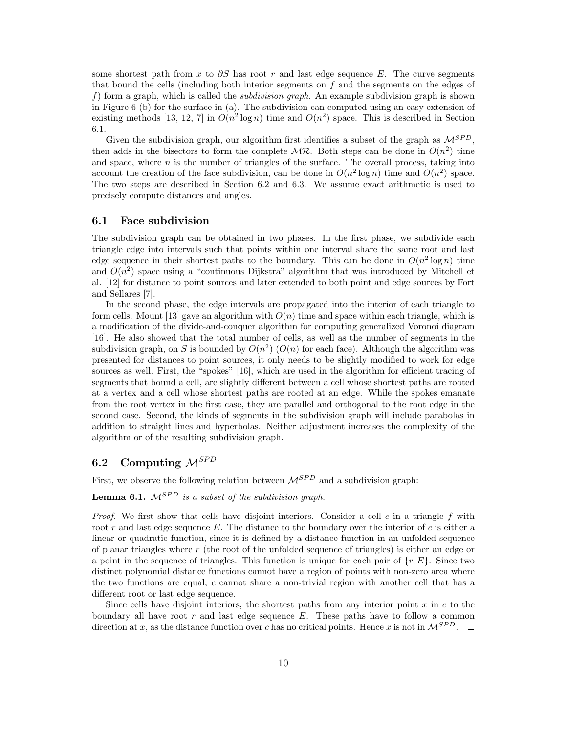some shortest path from $x$ to $\partial S$ has root $r$ and last edge sequence $E$. The curve segments that bound the cells (including both interior segments on $f$ and the segments on the edges of $f$) form a graph, which is called the *subdivision graph*. An example subdivision graph is shown in Figure 6 (b) for the surface in (a). The subdivision can computed using an easy extension of existing methods [13, 12, 7] in $O(n^2 \log n)$ time and $O(n^2)$ space. This is described in Section 6.1.

Given the subdivision graph, our algorithm first identifies a subset of the graph as $\mathcal{M}^{SPD}$, then adds in the bisectors to form the complete $\mathcal{MR}$. Both steps can be done in $O(n^2)$ time and space, where $n$ is the number of triangles of the surface. The overall process, taking into account the creation of the face subdivision, can be done in $O(n^2 \log n)$ time and $O(n^2)$ space. The two steps are described in Section 6.2 and 6.3. We assume exact arithmetic is used to precisely compute distances and angles.

### 6.1 Face subdivision

The subdivision graph can be obtained in two phases. In the first phase, we subdivide each triangle edge into intervals such that points within one interval share the same root and last edge sequence in their shortest paths to the boundary. This can be done in $O(n^2 \log n)$ time and $O(n^2)$ space using a "continuous Dijkstra" algorithm that was introduced by Mitchell et al. [12] for distance to point sources and later extended to both point and edge sources by Fort and Sellares [7].

In the second phase, the edge intervals are propagated into the interior of each triangle to form cells. Mount [13] gave an algorithm with $O(n)$ time and space within each triangle, which is a modification of the divide-and-conquer algorithm for computing generalized Voronoi diagram [16]. He also showed that the total number of cells, as well as the number of segments in the subdivision graph, on $S$ is bounded by $O(n^2)$ ($O(n)$ for each face). Although the algorithm was presented for distances to point sources, it only needs to be slightly modified to work for edge sources as well. First, the "spokes" [16], which are used in the algorithm for efficient tracing of segments that bound a cell, are slightly different between a cell whose shortest paths are rooted at a vertex and a cell whose shortest paths are rooted at an edge. While the spokes emanate from the root vertex in the first case, they are parallel and orthogonal to the root edge in the second case. Second, the kinds of segments in the subdivision graph will include parabolas in addition to straight lines and hyperbolas. Neither adjustment increases the complexity of the algorithm or of the resulting subdivision graph.

### 6.2 Computing $\mathcal{M}^{SPD}$

First, we observe the following relation between $\mathcal{M}^{SPD}$ and a subdivision graph:

**Lemma 6.1.** *$\mathcal{M}^{SPD}$ is a subset of the subdivision graph.*

*Proof.* We first show that cells have disjoint interiors. Consider a cell $c$ in a triangle $f$ with root $r$ and last edge sequence $E$. The distance to the boundary over the interior of $c$ is either a linear or quadratic function, since it is defined by a distance function in an unfolded sequence of planar triangles where $r$ (the root of the unfolded sequence of triangles) is either an edge or a point in the sequence of triangles. This function is unique for each pair of $\{r, E\}$. Since two distinct polynomial distance functions cannot have a region of points with non-zero area where the two functions are equal, $c$ cannot share a non-trivial region with another cell that has a different root or last edge sequence.

Since cells have disjoint interiors, the shortest paths from any interior point $x$ in $c$ to the boundary all have root $r$ and last edge sequence $E$. These paths have to follow a common direction at $x$, as the distance function over $c$ has no critical points. Hence $x$ is not in $\mathcal{M}^{SPD}$. □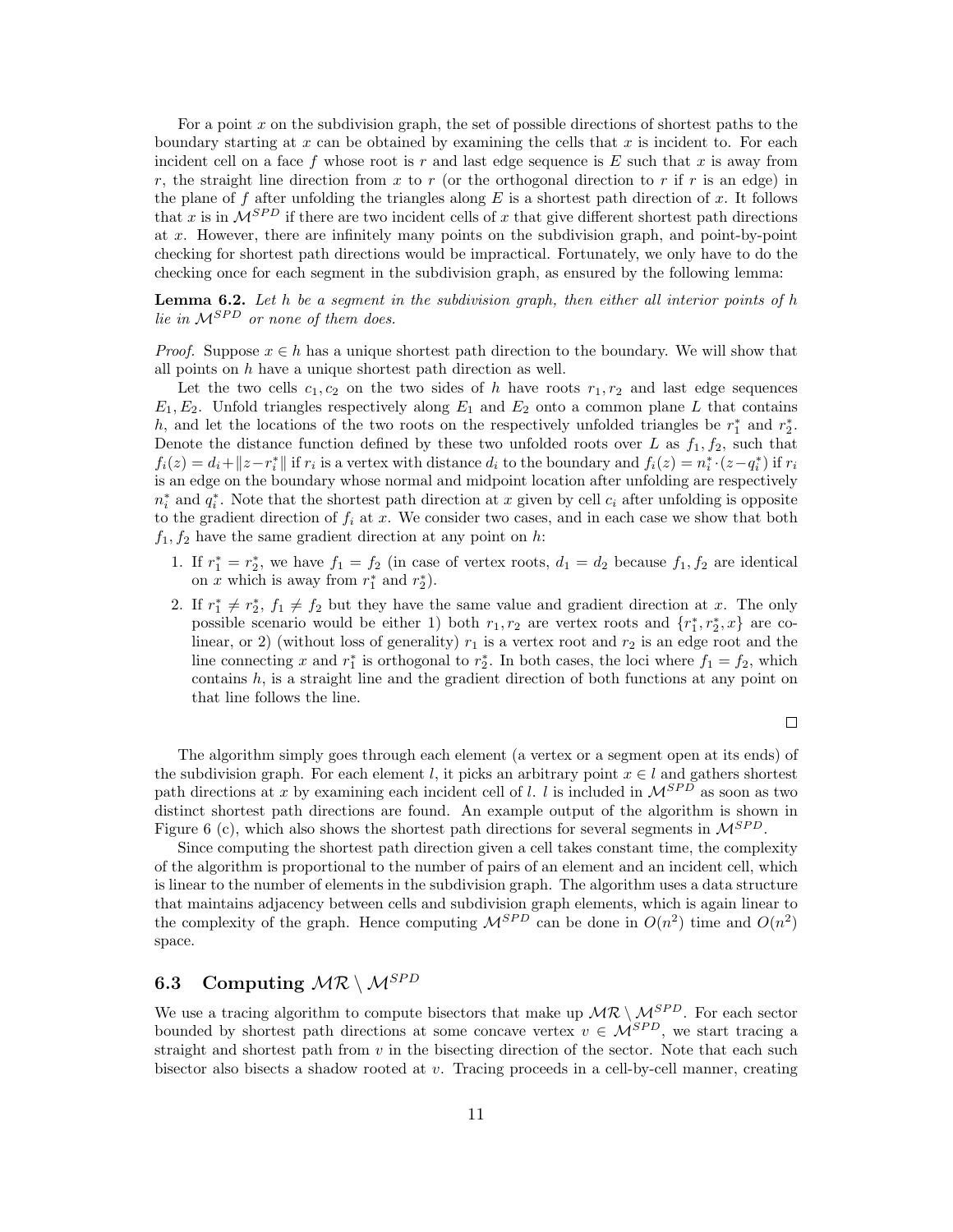For a point $x$ on the subdivision graph, the set of possible directions of shortest paths to the boundary starting at $x$ can be obtained by examining the cells that $x$ is incident to. For each incident cell on a face $f$ whose root is $r$ and last edge sequence is $E$ such that $x$ is away from $r$, the straight line direction from $x$ to $r$ (or the orthogonal direction to $r$ if $r$ is an edge) in the plane of $f$ after unfolding the triangles along $E$ is a shortest path direction of $x$. It follows that $x$ is in $\mathcal{M}^{SPD}$ if there are two incident cells of $x$ that give different shortest path directions at $x$. However, there are infinitely many points on the subdivision graph, and point-by-point checking for shortest path directions would be impractical. Fortunately, we only have to do the checking once for each segment in the subdivision graph, as ensured by the following lemma:

**Lemma 6.2.** *Let $h$ be a segment in the subdivision graph, then either all interior points of $h$ lie in $\mathcal{M}^{SPD}$ or none of them does.*

*Proof.* Suppose $x \in h$ has a unique shortest path direction to the boundary. We will show that all points on $h$ have a unique shortest path direction as well.

Let the two cells $c_1, c_2$ on the two sides of $h$ have roots $r_1, r_2$ and last edge sequences $E_1, E_2$. Unfold triangles respectively along $E_1$ and $E_2$ onto a common plane $L$ that contains $h$, and let the locations of the two roots on the respectively unfolded triangles be $r_1^*$ and $r_2^*$. Denote the distance function defined by these two unfolded roots over $L$ as $f_1, f_2$, such that $f_i(z) = d_i + \|z - r_i^*\|$ if $r_i$ is a vertex with distance $d_i$ to the boundary and $f_i(z) = n_i^* \cdot (z - q_i^*)$ if $r_i$ is an edge on the boundary whose normal and midpoint location after unfolding are respectively $n_i^*$ and $q_i^*$. Note that the shortest path direction at $x$ given by cell $c_i$ after unfolding is opposite to the gradient direction of $f_i$ at $x$. We consider two cases, and in each case we show that both $f_1, f_2$ have the same gradient direction at any point on $h$:

1. If $r_1^* = r_2^*$, we have $f_1 = f_2$ (in case of vertex roots, $d_1 = d_2$ because $f_1, f_2$ are identical on $x$ which is away from $r_1^*$ and $r_2^*$).
2. If $r_1^* \neq r_2^*$, $f_1 \neq f_2$ but they have the same value and gradient direction at $x$. The only possible scenario would be either 1) both $r_1, r_2$ are vertex roots and $\{r_1^*, r_2^*, x\}$ are co-linear, or 2) (without loss of generality) $r_1$ is a vertex root and $r_2$ is an edge root and the line connecting $x$ and $r_1^*$ is orthogonal to $r_2^*$. In both cases, the loci where $f_1 = f_2$, which contains $h$, is a straight line and the gradient direction of both functions at any point on that line follows the line.

□

The algorithm simply goes through each element (a vertex or a segment open at its ends) of the subdivision graph. For each element $l$, it picks an arbitrary point $x \in l$ and gathers shortest path directions at $x$ by examining each incident cell of $l$. $l$ is included in $\mathcal{M}^{SPD}$ as soon as two distinct shortest path directions are found. An example output of the algorithm is shown in Figure 6 (c), which also shows the shortest path directions for several segments in $\mathcal{M}^{SPD}$.

Since computing the shortest path direction given a cell takes constant time, the complexity of the algorithm is proportional to the number of pairs of an element and an incident cell, which is linear to the number of elements in the subdivision graph. The algorithm uses a data structure that maintains adjacency between cells and subdivision graph elements, which is again linear to the complexity of the graph. Hence computing $\mathcal{M}^{SPD}$ can be done in $O(n^2)$ time and $O(n^2)$ space.

### 6.3 Computing $\mathcal{MR} \setminus \mathcal{M}^{SPD}$

We use a tracing algorithm to compute bisectors that make up $\mathcal{MR} \setminus \mathcal{M}^{SPD}$. For each sector bounded by shortest path directions at some concave vertex $v \in \mathcal{M}^{SPD}$, we start tracing a straight and shortest path from $v$ in the bisecting direction of the sector. Note that each such bisector also bisects a shadow rooted at $v$. Tracing proceeds in a cell-by-cell manner, creating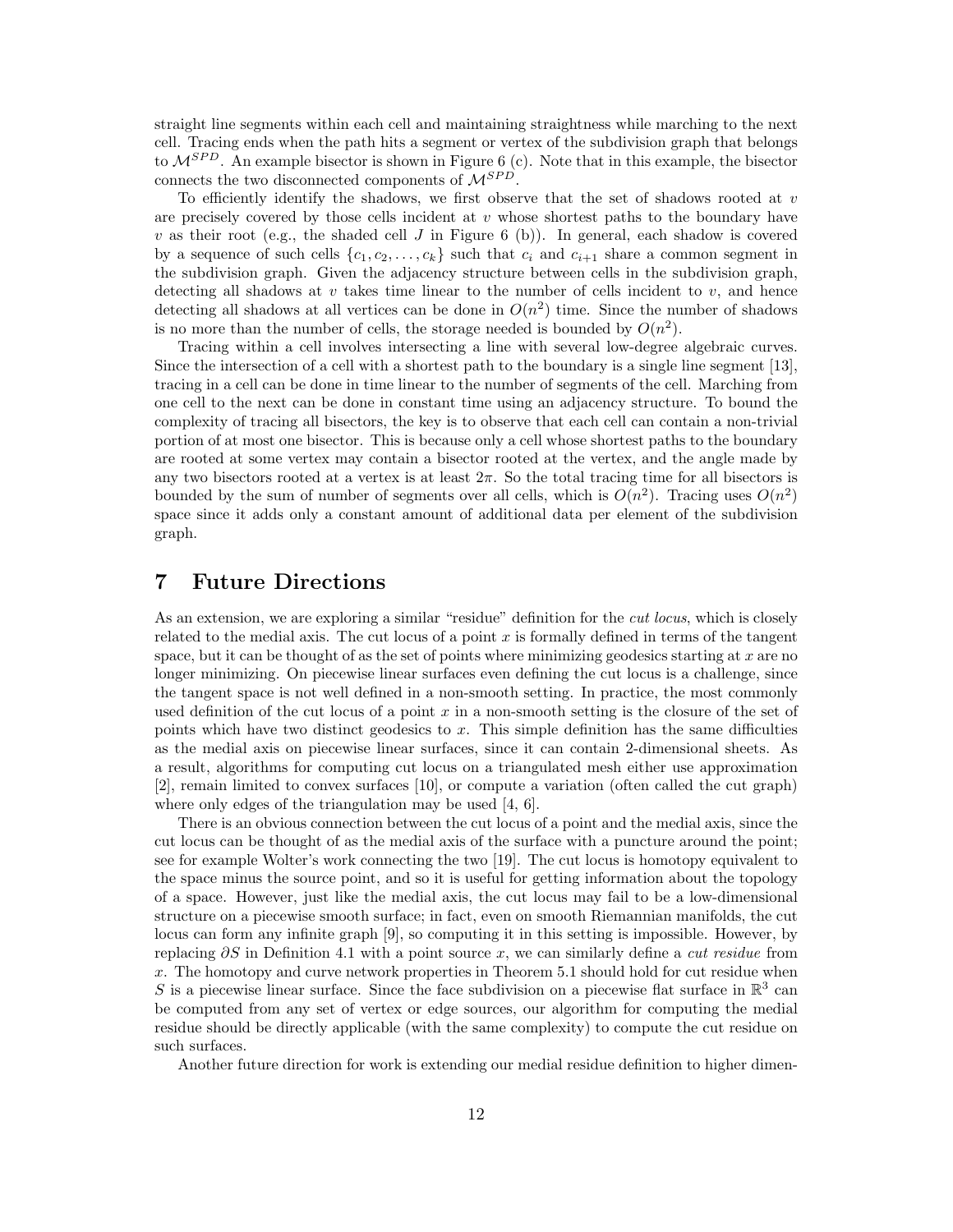straight line segments within each cell and maintaining straightness while marching to the next cell. Tracing ends when the path hits a segment or vertex of the subdivision graph that belongs to $\mathcal{M}^{SPD}$. An example bisector is shown in Figure 6 (c). Note that in this example, the bisector connects the two disconnected components of $\mathcal{M}^{SPD}$.

To efficiently identify the shadows, we first observe that the set of shadows rooted at $v$ are precisely covered by those cells incident at $v$ whose shortest paths to the boundary have $v$ as their root (e.g., the shaded cell $J$ in Figure 6 (b)). In general, each shadow is covered by a sequence of such cells $\{c_1, c_2, \ldots, c_k\}$ such that $c_i$ and $c_{i+1}$ share a common segment in the subdivision graph. Given the adjacency structure between cells in the subdivision graph, detecting all shadows at $v$ takes time linear to the number of cells incident to $v$, and hence detecting all shadows at all vertices can be done in $O(n^2)$ time. Since the number of shadows is no more than the number of cells, the storage needed is bounded by $O(n^2)$.

Tracing within a cell involves intersecting a line with several low-degree algebraic curves. Since the intersection of a cell with a shortest path to the boundary is a single line segment [13], tracing in a cell can be done in time linear to the number of segments of the cell. Marching from one cell to the next can be done in constant time using an adjacency structure. To bound the complexity of tracing all bisectors, the key is to observe that each cell can contain a non-trivial portion of at most one bisector. This is because only a cell whose shortest paths to the boundary are rooted at some vertex may contain a bisector rooted at the vertex, and the angle made by any two bisectors rooted at a vertex is at least $2\pi$. So the total tracing time for all bisectors is bounded by the sum of number of segments over all cells, which is $O(n^2)$. Tracing uses $O(n^2)$ space since it adds only a constant amount of additional data per element of the subdivision graph.

# 7 Future Directions

As an extension, we are exploring a similar "residue" definition for the *cut locus*, which is closely related to the medial axis. The cut locus of a point $x$ is formally defined in terms of the tangent space, but it can be thought of as the set of points where minimizing geodesics starting at $x$ are no longer minimizing. On piecewise linear surfaces even defining the cut locus is a challenge, since the tangent space is not well defined in a non-smooth setting. In practice, the most commonly used definition of the cut locus of a point $x$ in a non-smooth setting is the closure of the set of points which have two distinct geodesics to $x$. This simple definition has the same difficulties as the medial axis on piecewise linear surfaces, since it can contain 2-dimensional sheets. As a result, algorithms for computing cut locus on a triangulated mesh either use approximation [2], remain limited to convex surfaces [10], or compute a variation (often called the cut graph) where only edges of the triangulation may be used [4, 6].

There is an obvious connection between the cut locus of a point and the medial axis, since the cut locus can be thought of as the medial axis of the surface with a puncture around the point; see for example Wolter's work connecting the two [19]. The cut locus is homotopy equivalent to the space minus the source point, and so it is useful for getting information about the topology of a space. However, just like the medial axis, the cut locus may fail to be a low-dimensional structure on a piecewise smooth surface; in fact, even on smooth Riemannian manifolds, the cut locus can form any infinite graph [9], so computing it in this setting is impossible. However, by replacing $\partial S$ in Definition 4.1 with a point source $x$, we can similarly define a *cut residue* from $x$. The homotopy and curve network properties in Theorem 5.1 should hold for cut residue when $S$ is a piecewise linear surface. Since the face subdivision on a piecewise flat surface in $\mathbb{R}^3$ can be computed from any set of vertex or edge sources, our algorithm for computing the medial residue should be directly applicable (with the same complexity) to compute the cut residue on such surfaces.

Another future direction for work is extending our medial residue definition to higher dimen-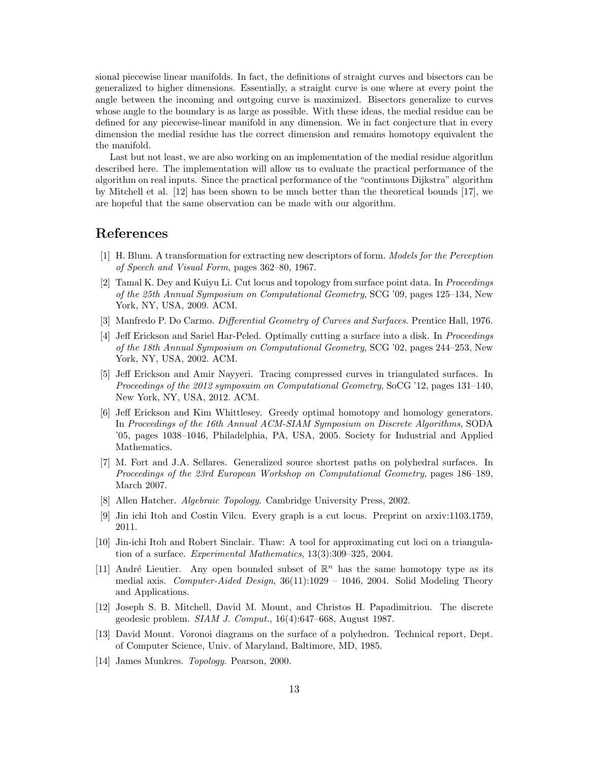sional piecewise linear manifolds. In fact, the definitions of straight curves and bisectors can be generalized to higher dimensions. Essentially, a straight curve is one where at every point the angle between the incoming and outgoing curve is maximized. Bisectors generalize to curves whose angle to the boundary is as large as possible. With these ideas, the medial residue can be defined for any piecewise-linear manifold in any dimension. We in fact conjecture that in every dimension the medial residue has the correct dimension and remains homotopy equivalent the the manifold.

Last but not least, we are also working on an implementation of the medial residue algorithm described here. The implementation will allow us to evaluate the practical performance of the algorithm on real inputs. Since the practical performance of the "continuous Dijkstra" algorithm by Mitchell et al. [12] has been shown to be much better than the theoretical bounds [17], we are hopeful that the same observation can be made with our algorithm.

# References

[1] H. Blum. A transformation for extracting new descriptors of form. *Models for the Perception of Speech and Visual Form*, pages 362–80, 1967.

[2] Tamal K. Dey and Kuiyu Li. Cut locus and topology from surface point data. In *Proceedings of the 25th Annual Symposium on Computational Geometry*, SCG '09, pages 125–134, New York, NY, USA, 2009. ACM.

[3] Manfredo P. Do Carmo. *Differential Geometry of Curves and Surfaces*. Prentice Hall, 1976.

[4] Jeff Erickson and Sariel Har-Peled. Optimally cutting a surface into a disk. In *Proceedings of the 18th Annual Symposium on Computational Geometry*, SCG '02, pages 244–253, New York, NY, USA, 2002. ACM.

[5] Jeff Erickson and Amir Nayyeri. Tracing compressed curves in triangulated surfaces. In *Proceedings of the 2012 symposuim on Computational Geometry*, SoCG '12, pages 131–140, New York, NY, USA, 2012. ACM.

[6] Jeff Erickson and Kim Whittlesey. Greedy optimal homotopy and homology generators. In *Proceedings of the 16th Annual ACM-SIAM Symposium on Discrete Algorithms*, SODA '05, pages 1038–1046, Philadelphia, PA, USA, 2005. Society for Industrial and Applied Mathematics.

[7] M. Fort and J.A. Sellares. Generalized source shortest paths on polyhedral surfaces. In *Proceedings of the 23rd European Workshop on Computational Geometry*, pages 186–189, March 2007.

[8] Allen Hatcher. *Algebraic Topology*. Cambridge University Press, 2002.

[9] Jin ichi Itoh and Costin Vîlcu. Every graph is a cut locus. Preprint on arxiv:1103.1759, 2011.

[10] Jin-ichi Itoh and Robert Sinclair. Thaw: A tool for approximating cut loci on a triangulation of a surface. *Experimental Mathematics*, 13(3):309–325, 2004.

[11] André Lieutier. Any open bounded subset of $\mathbb{R}^n$ has the same homotopy type as its medial axis. *Computer-Aided Design*, 36(11):1029 – 1046, 2004. Solid Modeling Theory and Applications.

[12] Joseph S. B. Mitchell, David M. Mount, and Christos H. Papadimitriou. The discrete geodesic problem. *SIAM J. Comput.*, 16(4):647–668, August 1987.

[13] David Mount. Voronoi diagrams on the surface of a polyhedron. Technical report, Dept. of Computer Science, Univ. of Maryland, Baltimore, MD, 1985.

[14] James Munkres. *Topology*. Pearson, 2000.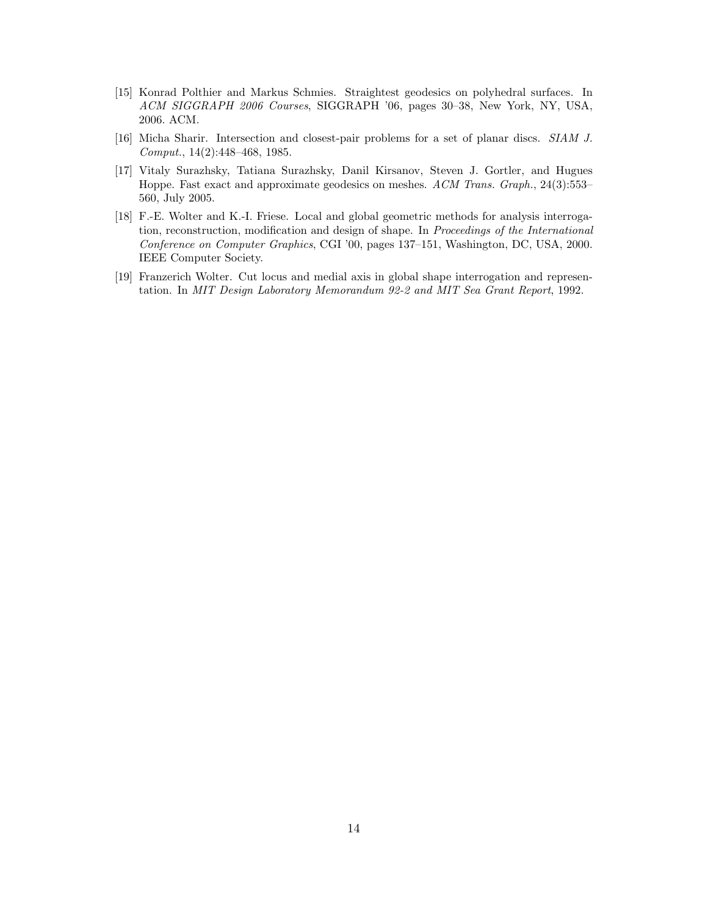[15] Konrad Polthier and Markus Schmies. Straightest geodesics on polyhedral surfaces. In *ACM SIGGRAPH 2006 Courses*, SIGGRAPH '06, pages 30–38, New York, NY, USA, 2006. ACM.

[16] Micha Sharir. Intersection and closest-pair problems for a set of planar discs. *SIAM J. Comput.*, 14(2):448–468, 1985.

[17] Vitaly Surazhsky, Tatiana Surazhsky, Danil Kirsanov, Steven J. Gortler, and Hugues Hoppe. Fast exact and approximate geodesics on meshes. *ACM Trans. Graph.*, 24(3):553–560, July 2005.

[18] F.-E. Wolter and K.-I. Friese. Local and global geometric methods for analysis interrogation, reconstruction, modification and design of shape. In *Proceedings of the International Conference on Computer Graphics*, CGI '00, pages 137–151, Washington, DC, USA, 2000. IEEE Computer Society.

[19] Franzerich Wolter. Cut locus and medial axis in global shape interrogation and representation. In *MIT Design Laboratory Memorandum 92-2 and MIT Sea Grant Report*, 1992.